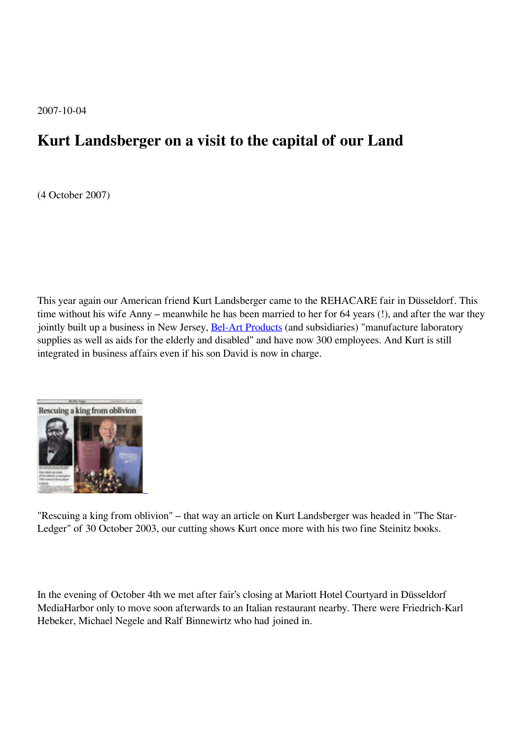2007-10-04

# Kurt Landsberger on a visit to the capital of our Land

(4 October 2007)

This year again our American friend Kurt Landsberger came to the REHACARE fair in Düsseldorf. This time without his wife Anny – meanwhile he has been married to her for 64 years (!), and after the war they jointly built up a business in New Jersey, Bel-Art Products (and subsidiaries) "manufacture laboratory supplies as well as aids for the elderly and disabled" and have now 300 employees. And Kurt is still integrated in business affairs even if his son David is now in charge.

"Rescuing a king from oblivion" – that way an article on Kurt Landsberger was headed in "The Star-Ledger" of 30 October 2003, our cutting shows Kurt once more with his two fine Steinitz books.

In the evening of October 4th we met after fair's closing at Mariott Hotel Courtyard in Düsseldorf MediaHarbor only to move soon afterwards to an Italian restaurant nearby. There were Friedrich-Karl Hebeker, Michael Negele and Ralf Binnewirtz who had joined in.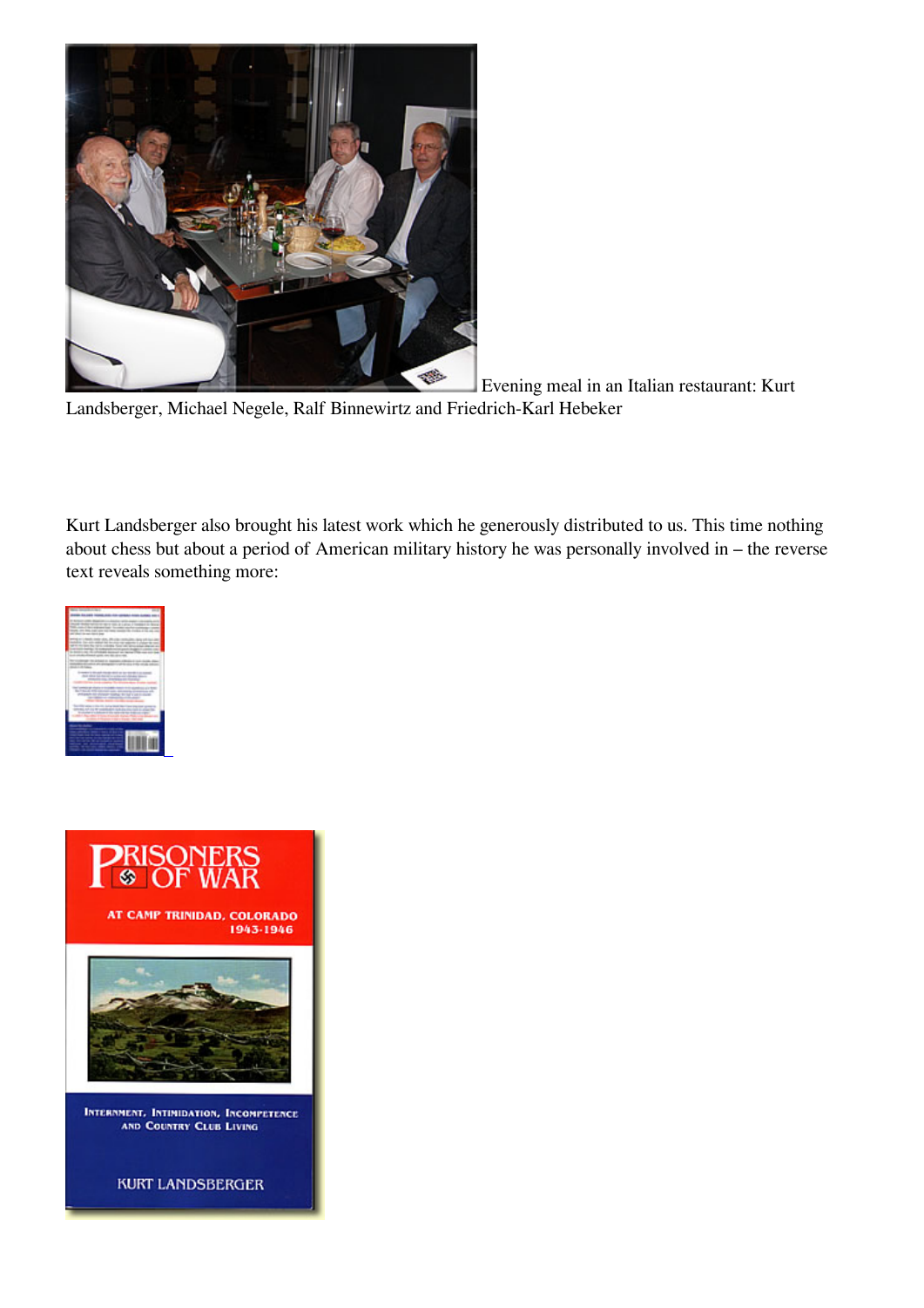Evening meal in an Italian restaurant: Kurt Landsberger, Michael Negele, Ralf Binnewirtz and Friedrich-Karl Hebeker

Kurt Landsberger also brought his latest work which he generously distributed to us. This time nothing about chess but about a period of American military history he was personally involved in – the reverse text reveals something more: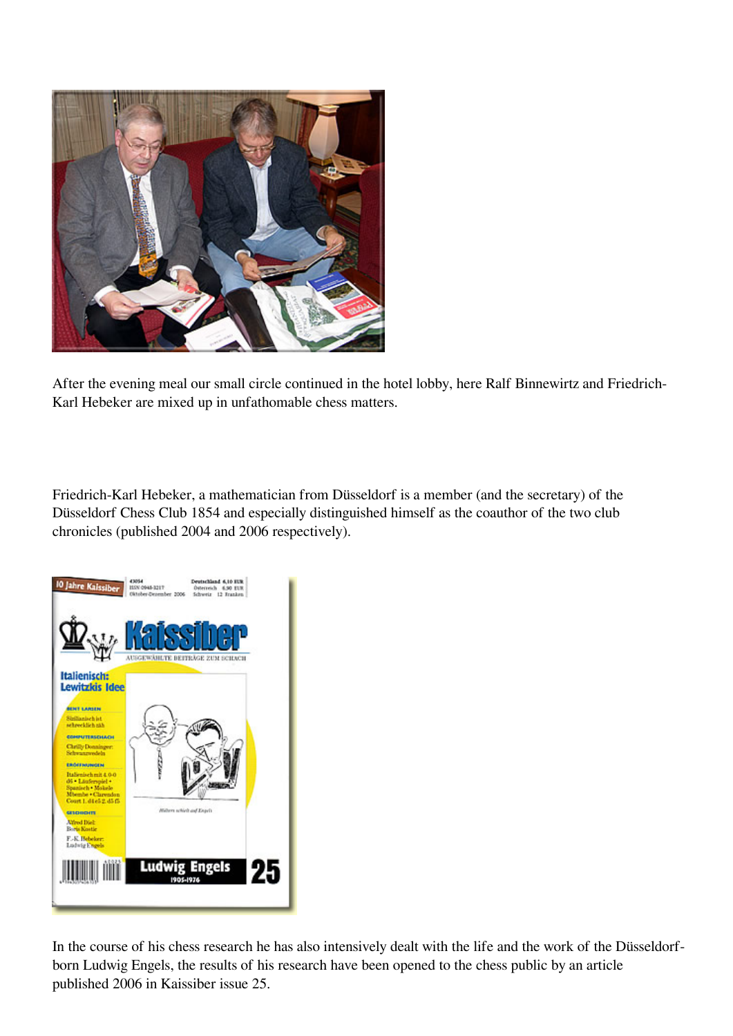After the evening meal our small circle continued in the hotel lobby, here Ralf Binnewirtz and Friedrich-Karl Hebeker are mixed up in unfathomable chess matters.

Friedrich-Karl Hebeker, a mathematician from Düsseldorf is a member (and the secretary) of the Düsseldorf Chess Club 1854 and especially distinguished himself as the coauthor of the two club chronicles (published 2004 and 2006 respectively).

In the course of his chess research he has also intensively dealt with the life and the work of the Düsseldorf-born Ludwig Engels, the results of his research have been opened to the chess public by an article published 2006 in Kaissiber issue 25.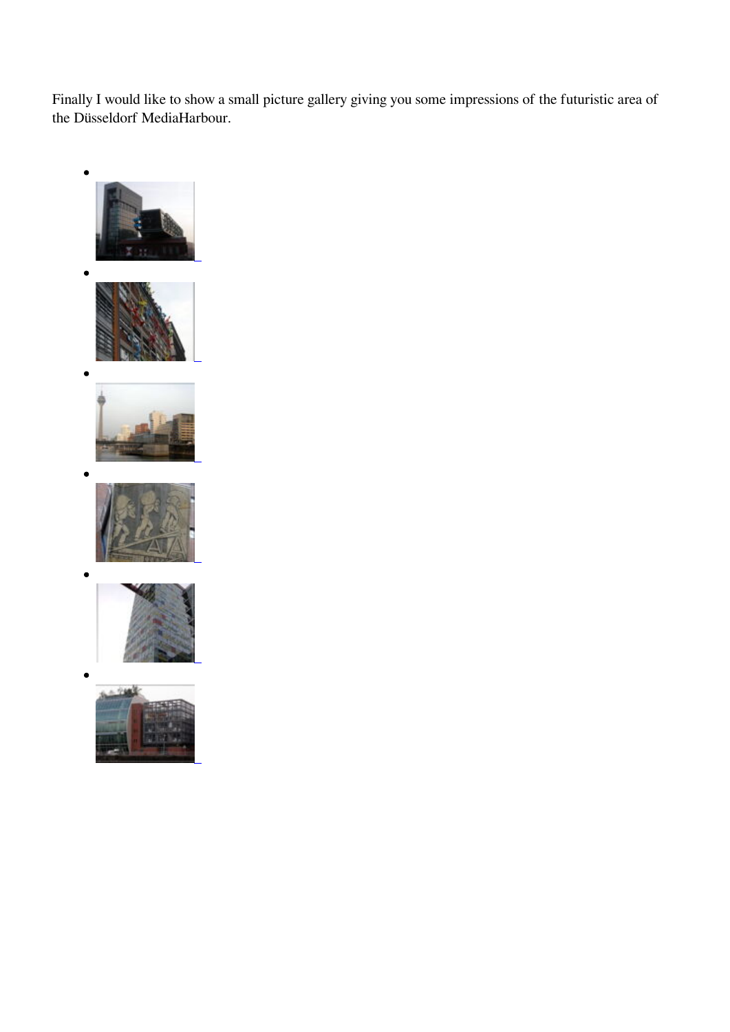Finally I would like to show a small picture gallery giving you some impressions of the futuristic area of the Düsseldorf MediaHarbour.